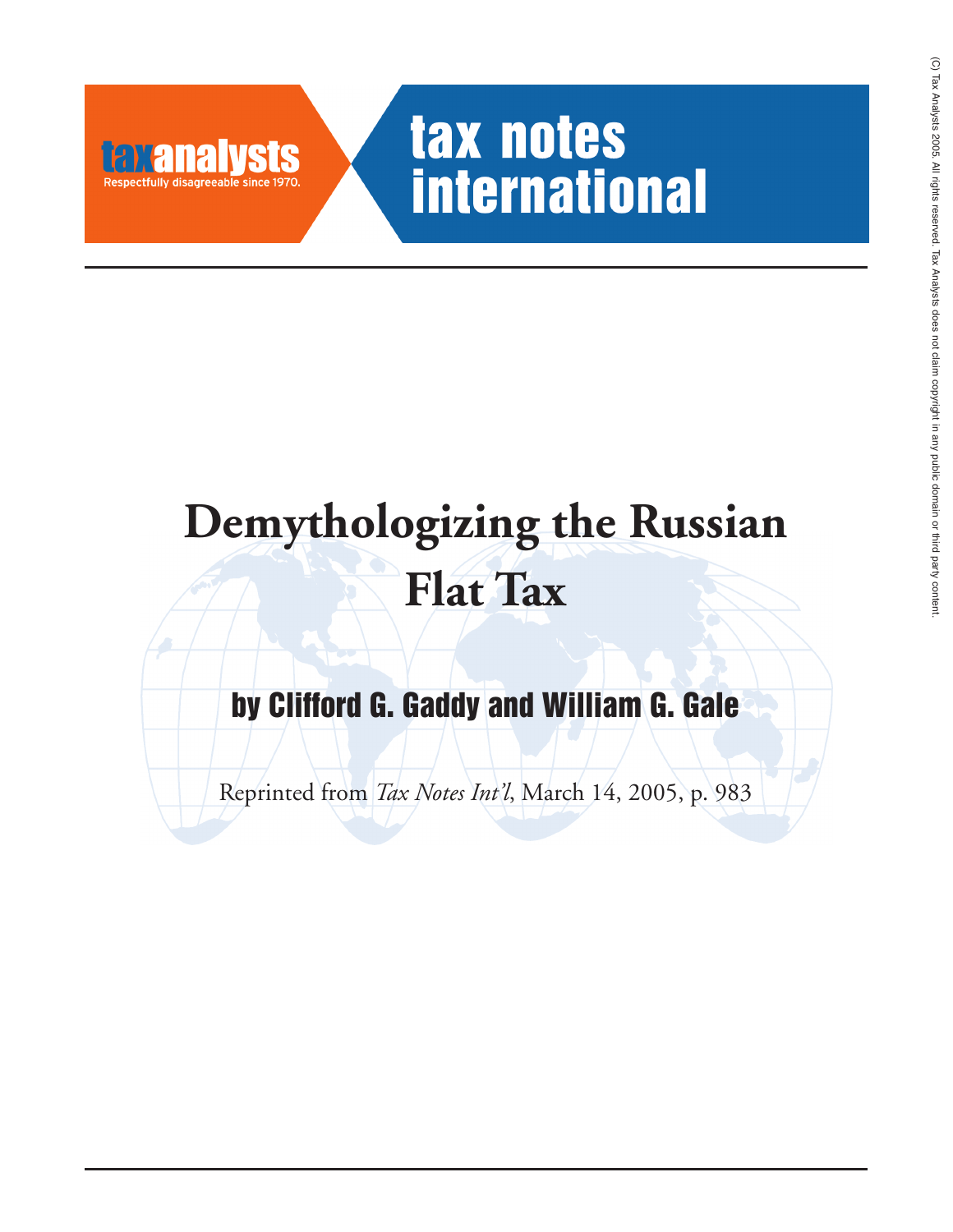taxanalysts

Respectfully disagreeable since 1970.

tax notes international

# Demythologizing the Russian Flat Tax

## by Clifford G. Gaddy and William G. Gale

Reprinted from *Tax Notes Int'l*, March 14, 2005, p. 983

(C) Tax Analysts 2005. All rights reserved. Tax Analysts does not claim copyright in any public domain or third party content.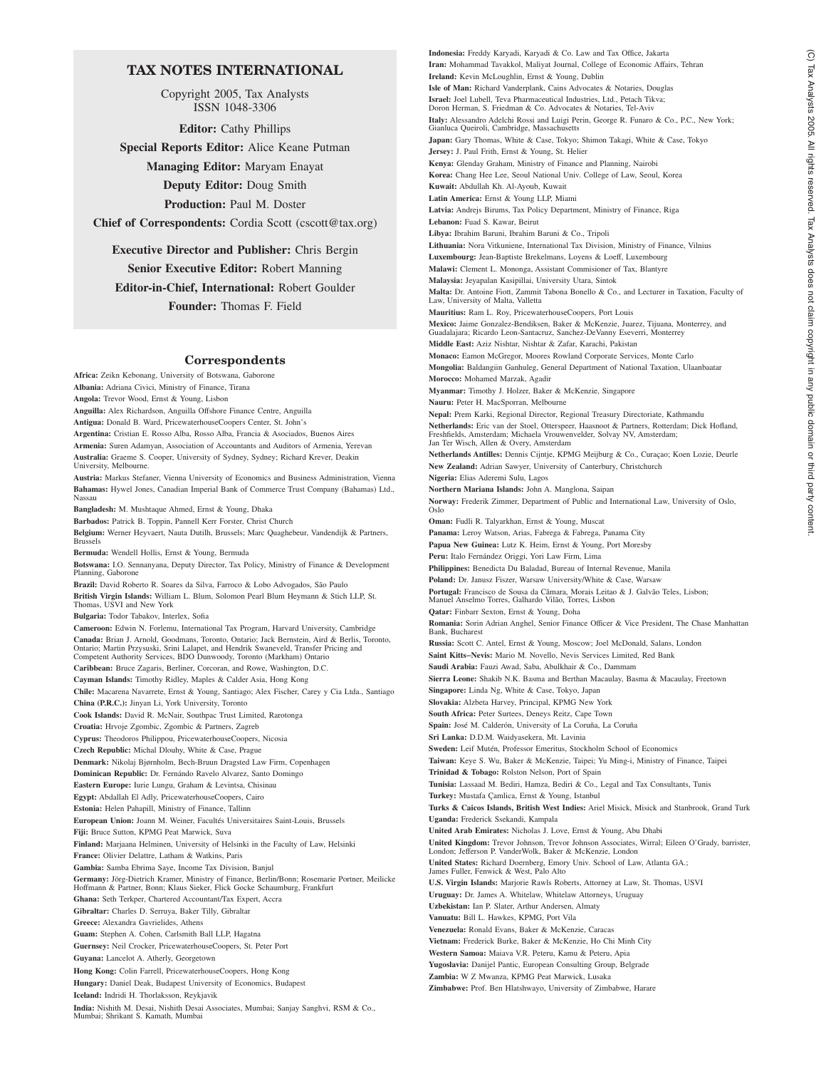# TAX NOTES INTERNATIONAL

Copyright 2005, Tax Analysts
ISSN 1048-3306

**Editor:** Cathy Phillips

**Special Reports Editor:** Alice Keane Putman

**Managing Editor:** Maryam Enayat

**Deputy Editor:** Doug Smith

**Production:** Paul M. Doster

**Chief of Correspondents:** Cordia Scott (cscott@tax.org)

**Executive Director and Publisher:** Chris Bergin

**Senior Executive Editor:** Robert Manning

**Editor-in-Chief, International:** Robert Goulder

**Founder:** Thomas F. Field

## Correspondents

**Africa:** Zeikn Kebonang, University of Botswana, Gaborone

**Albania:** Adriana Civici, Ministry of Finance, Tirana

**Angola:** Trevor Wood, Ernst & Young, Lisbon

**Anguilla:** Alex Richardson, Anguilla Offshore Finance Centre, Anguilla

**Antigua:** Donald B. Ward, PricewaterhouseCoopers Center, St. John's

**Argentina:** Cristian E. Rosso Alba, Rosso Alba, Francia & Asociados, Buenos Aires

**Armenia:** Suren Adamyan, Association of Accountants and Auditors of Armenia, Yerevan

**Australia:** Graeme S. Cooper, University of Sydney, Sydney; Richard Krever, Deakin University, Melbourne.

**Austria:** Markus Stefaner, Vienna University of Economics and Business Administration, Vienna

**Bahamas:** Hywel Jones, Canadian Imperial Bank of Commerce Trust Company (Bahamas) Ltd., Nassau

**Bangladesh:** M. Mushtaque Ahmed, Ernst & Young, Dhaka

**Barbados:** Patrick B. Toppin, Pannell Kerr Forster, Christ Church

**Belgium:** Werner Heyvaert, Nauta Dutilh, Brussels; Marc Quaghebeur, Vandendijk & Partners, Brussels

**Bermuda:** Wendell Hollis, Ernst & Young, Bermuda

**Botswana:** I.O. Sennanyana, Deputy Director, Tax Policy, Ministry of Finance & Development Planning, Gaborone

**Brazil:** David Roberto R. Soares da Silva, Farroco & Lobo Advogados, São Paulo

**British Virgin Islands:** William L. Blum, Solomon Pearl Blum Heymann & Stich LLP, St. Thomas, USVI and New York

**Bulgaria:** Todor Tabakov, Interlex, Sofia

**Cameroon:** Edwin N. Forlemu, International Tax Program, Harvard University, Cambridge

**Canada:** Brian J. Arnold, Goodmans, Toronto, Ontario; Jack Bernstein, Aird & Berlis, Toronto, Ontario; Martin Przysuski, Srini Lalapet, and Hendrik Swaneveld, Transfer Pricing and Competent Authority Services, BDO Dunwoody, Toronto (Markham) Ontario

**Caribbean:** Bruce Zagaris, Berliner, Corcoran, and Rowe, Washington, D.C.

**Cayman Islands:** Timothy Ridley, Maples & Calder Asia, Hong Kong

**Chile:** Macarena Navarrete, Ernst & Young, Santiago; Alex Fischer, Carey y Cia Ltda., Santiago

**China (P.R.C.):** Jinyan Li, York University, Toronto

**Cook Islands:** David R. McNair, Southpac Trust Limited, Rarotonga

**Croatia:** Hrvoje Zgombic, Zgombic & Partners, Zagreb

**Cyprus:** Theodoros Philippou, PricewaterhouseCoopers, Nicosia

**Czech Republic:** Michal Dlouhy, White & Case, Prague

**Denmark:** Nikolaj Bjørnholm, Bech-Bruun Dragsted Law Firm, Copenhagen

**Dominican Republic:** Dr. Fernándo Ravelo Alvarez, Santo Domingo

**Eastern Europe:** Iurie Lungu, Graham & Levintsa, Chisinau

**Egypt:** Abdallah El Adly, PricewaterhouseCoopers, Cairo

**Estonia:** Helen Pahapill, Ministry of Finance, Tallinn

**European Union:** Joann M. Weiner, Facultés Universitaires Saint-Louis, Brussels

**Fiji:** Bruce Sutton, KPMG Peat Marwick, Suva

**Finland:** Marjaana Helminen, University of Helsinki in the Faculty of Law, Helsinki

**France:** Olivier Delattre, Latham & Watkins, Paris

**Gambia:** Samba Ebrima Saye, Income Tax Division, Banjul

**Germany:** Jörg-Dietrich Kramer, Ministry of Finance, Berlin/Bonn; Rosemarie Portner, Meilicke Hoffmann & Partner, Bonn; Klaus Sieker, Flick Gocke Schaumburg, Frankfurt

**Ghana:** Seth Terkper, Chartered Accountant/Tax Expert, Accra

**Gibraltar:** Charles D. Serruya, Baker Tilly, Gibraltar

**Greece:** Alexandra Gavrielides, Athens

**Guam:** Stephen A. Cohen, Carlsmith Ball LLP, Hagatna

**Guernsey:** Neil Crocker, PricewaterhouseCoopers, St. Peter Port

**Guyana:** Lancelot A. Atherly, Georgetown

**Hong Kong:** Colin Farrell, PricewaterhouseCoopers, Hong Kong

**Hungary:** Daniel Deak, Budapest University of Economics, Budapest

**Iceland:** Indridi H. Thorlaksson, Reykjavik

**India:** Nishith M. Desai, Nishith Desai Associates, Mumbai; Sanjay Sanghvi, RSM & Co., Mumbai; Shrikant S. Kamath, Mumbai

**Indonesia:** Freddy Karyadi, Karyadi & Co. Law and Tax Office, Jakarta

**Iran:** Mohammad Tavakkol, Maliyat Journal, College of Economic Affairs, Tehran

**Ireland:** Kevin McLoughlin, Ernst & Young, Dublin

**Isle of Man:** Richard Vanderplank, Cains Advocates & Notaries, Douglas

**Israel:** Joel Lubell, Teva Pharmaceutical Industries, Ltd., Petach Tikva; Doron Herman, S. Friedman & Co. Advocates & Notaries, Tel-Aviv

**Italy:** Alessandro Adelchi Rossi and Luigi Perin, George R. Funaro & Co., P.C., New York; Gianluca Queiroli, Cambridge, Massachusetts

**Japan:** Gary Thomas, White & Case, Tokyo; Shimon Takagi, White & Case, Tokyo

**Jersey:** J. Paul Frith, Ernst & Young, St. Helier

**Kenya:** Glenday Graham, Ministry of Finance and Planning, Nairobi

**Korea:** Chang Hee Lee, Seoul National Univ. College of Law, Seoul, Korea

**Kuwait:** Abdullah Kh. Al-Ayoub, Kuwait

**Latin America:** Ernst & Young LLP, Miami

**Latvia:** Andrejs Birums, Tax Policy Department, Ministry of Finance, Riga

**Lebanon:** Fuad S. Kawar, Beirut

**Libya:** Ibrahim Baruni, Ibrahim Baruni & Co., Tripoli

**Lithuania:** Nora Vitkuniene, International Tax Division, Ministry of Finance, Vilnius

**Luxembourg:** Jean-Baptiste Brekelmans, Loyens & Loeff, Luxembourg

**Malawi:** Clement L. Mononga, Assistant Commisioner of Tax, Blantyre

**Malaysia:** Jeyapalan Kasipillai, University Utara, Sintok

**Malta:** Dr. Antoine Fiott, Zammit Tabona Bonello & Co., and Lecturer in Taxation, Faculty of Law, University of Malta, Valletta

**Mauritius:** Ram L. Roy, PricewaterhouseCoopers, Port Louis

**Mexico:** Jaime Gonzalez-Bendiksen, Baker & McKenzie, Juarez, Tijuana, Monterrey, and Guadalajara; Ricardo Leon-Santacruz, Sanchez-DeVanny Eseverri, Monterrey

**Middle East:** Aziz Nishtar, Nishtar & Zafar, Karachi, Pakistan

**Monaco:** Eamon McGregor, Moores Rowland Corporate Services, Monte Carlo

**Mongolia:** Baldangiin Ganhuleg, General Department of National Taxation, Ulaanbaatar

**Morocco:** Mohamed Marzak, Agadir

**Myanmar:** Timothy J. Holzer, Baker & McKenzie, Singapore

**Nauru:** Peter H. MacSporran, Melbourne

**Nepal:** Prem Karki, Regional Director, Regional Treasury Directoriate, Kathmandu

**Netherlands:** Eric van der Stoel, Otterspeer, Haasnoot & Partners, Rotterdam; Dick Hofland, Freshfields, Amsterdam; Michaela Vrouwenvelder, Solvay NV, Amsterdam; Jan Ter Wisch, Allen & Overy, Amsterdam

**Netherlands Antilles:** Dennis Cijntje, KPMG Meijburg & Co., Curaçao; Koen Lozie, Deurle

**New Zealand:** Adrian Sawyer, University of Canterbury, Christchurch

**Nigeria:** Elias Aderemi Sulu, Lagos

**Northern Mariana Islands:** John A. Manglona, Saipan

**Norway:** Frederik Zimmer, Department of Public and International Law, University of Oslo, Oslo

**Oman:** Fudli R. Talyarkhan, Ernst & Young, Muscat

**Panama:** Leroy Watson, Arias, Fabrega & Fabrega, Panama City

**Papua New Guinea:** Lutz K. Heim, Ernst & Young, Port Moresby

**Peru:** Italo Fernández Origgi, Yori Law Firm, Lima

**Philippines:** Benedicta Du Baladad, Bureau of Internal Revenue, Manila

**Poland:** Dr. Janusz Fiszer, Warsaw University/White & Case, Warsaw

**Portugal:** Francisco de Sousa da Câmara, Morais Leitao & J. Galvão Teles, Lisbon; Manuel Anselmo Torres, Galhardo Vilão, Torres, Lisbon

**Qatar:** Finbarr Sexton, Ernst & Young, Doha

**Romania:** Sorin Adrian Anghel, Senior Finance Officer & Vice President, The Chase Manhattan Bank, Bucharest

**Russia:** Scott C. Antel, Ernst & Young, Moscow; Joel McDonald, Salans, London

**Saint Kitts–Nevis:** Mario M. Novello, Nevis Services Limited, Red Bank

**Saudi Arabia:** Fauzi Awad, Saba, Abulkhair & Co., Dammam

**Sierra Leone:** Shakib N.K. Basma and Berthan Macaulay, Basma & Macaulay, Freetown

**Singapore:** Linda Ng, White & Case, Tokyo, Japan

**Slovakia:** Alzbeta Harvey, Principal, KPMG New York

**South Africa:** Peter Surtees, Deneys Reitz, Cape Town

**Spain:** José M. Calderón, University of La Coruña, La Coruña

**Sri Lanka:** D.D.M. Waidyasekera, Mt. Lavinia

**Sweden:** Leif Mutén, Professor Emeritus, Stockholm School of Economics

**Taiwan:** Keye S. Wu, Baker & McKenzie, Taipei; Yu Ming-i, Ministry of Finance, Taipei

**Trinidad & Tobago:** Rolston Nelson, Port of Spain

**Tunisia:** Lassaad M. Bediri, Hamza, Bediri & Co., Legal and Tax Consultants, Tunis

**Turkey:** Mustafa Çamlica, Ernst & Young, Istanbul

**Turks & Caicos Islands, British West Indies:** Ariel Misick, Misick and Stanbrook, Grand Turk

**Uganda:** Frederick Ssekandi, Kampala

**United Arab Emirates:** Nicholas J. Love, Ernst & Young, Abu Dhabi

**United Kingdom:** Trevor Johnson, Trevor Johnson Associates, Wirral; Eileen O'Grady, barrister, London; Jefferson P. VanderWolk, Baker & McKenzie, London

**United States:** Richard Doernberg, Emory Univ. School of Law, Atlanta GA.; James Fuller, Fenwick & West, Palo Alto

**U.S. Virgin Islands:** Marjorie Rawls Roberts, Attorney at Law, St. Thomas, USVI

**Uruguay:** Dr. James A. Whitelaw, Whitelaw Attorneys, Uruguay

**Uzbekistan:** Ian P. Slater, Arthur Andersen, Almaty

**Vanuatu:** Bill L. Hawkes, KPMG, Port Vila

**Venezuela:** Ronald Evans, Baker & McKenzie, Caracas

**Vietnam:** Frederick Burke, Baker & McKenzie, Ho Chi Minh City

**Western Samoa:** Maiava V.R. Peteru, Kamu & Peteru, Apia

**Yugoslavia:** Danijel Pantic, European Consulting Group, Belgrade

**Zambia:** W Z Mwanza, KPMG Peat Marwick, Lusaka

**Zimbabwe:** Prof. Ben Hlatshwayo, University of Zimbabwe, Harare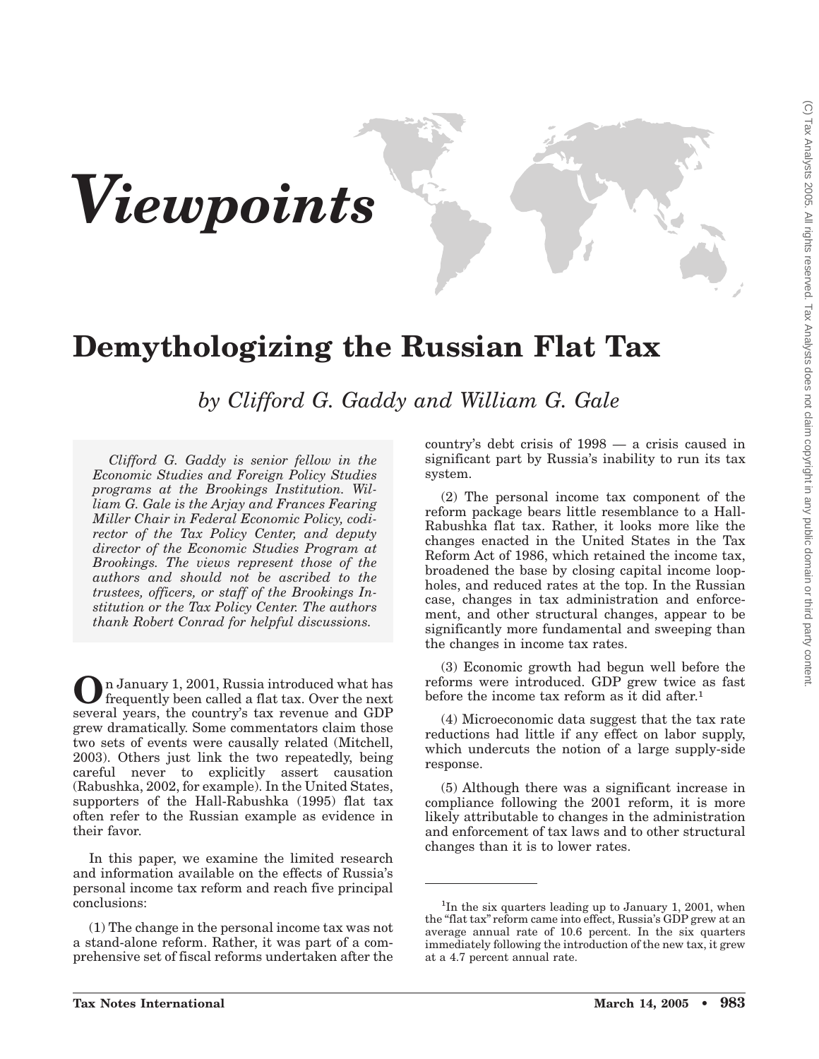# Viewpoints

## Demythologizing the Russian Flat Tax

*by Clifford G. Gaddy and William G. Gale*

*Clifford G. Gaddy is senior fellow in the Economic Studies and Foreign Policy Studies programs at the Brookings Institution. William G. Gale is the Arjay and Frances Fearing Miller Chair in Federal Economic Policy, codirector of the Tax Policy Center, and deputy director of the Economic Studies Program at Brookings. The views represent those of the authors and should not be ascribed to the trustees, officers, or staff of the Brookings Institution or the Tax Policy Center. The authors thank Robert Conrad for helpful discussions.*

On January 1, 2001, Russia introduced what has frequently been called a flat tax. Over the next several years, the country's tax revenue and GDP grew dramatically. Some commentators claim those two sets of events were causally related (Mitchell, 2003). Others just link the two repeatedly, being careful never to explicitly assert causation (Rabushka, 2002, for example). In the United States, supporters of the Hall-Rabushka (1995) flat tax often refer to the Russian example as evidence in their favor.

In this paper, we examine the limited research and information available on the effects of Russia's personal income tax reform and reach five principal conclusions:

(1) The change in the personal income tax was not a stand-alone reform. Rather, it was part of a comprehensive set of fiscal reforms undertaken after the country's debt crisis of 1998 — a crisis caused in significant part by Russia's inability to run its tax system.

(2) The personal income tax component of the reform package bears little resemblance to a Hall-Rabushka flat tax. Rather, it looks more like the changes enacted in the United States in the Tax Reform Act of 1986, which retained the income tax, broadened the base by closing capital income loopholes, and reduced rates at the top. In the Russian case, changes in tax administration and enforcement, and other structural changes, appear to be significantly more fundamental and sweeping than the changes in income tax rates.

(3) Economic growth had begun well before the reforms were introduced. GDP grew twice as fast before the income tax reform as it did after.[1]

(4) Microeconomic data suggest that the tax rate reductions had little if any effect on labor supply, which undercuts the notion of a large supply-side response.

(5) Although there was a significant increase in compliance following the 2001 reform, it is more likely attributable to changes in the administration and enforcement of tax laws and to other structural changes than it is to lower rates.

[1]In the six quarters leading up to January 1, 2001, when the "flat tax" reform came into effect, Russia's GDP grew at an average annual rate of 10.6 percent. In the six quarters immediately following the introduction of the new tax, it grew at a 4.7 percent annual rate.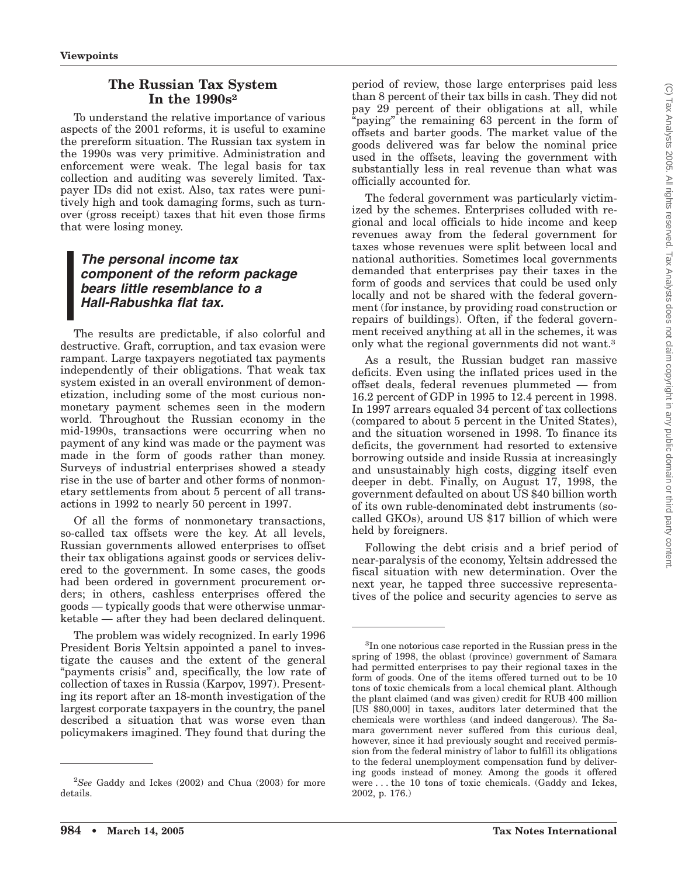## The Russian Tax System In the 1990s[2]

To understand the relative importance of various aspects of the 2001 reforms, it is useful to examine the prereform situation. The Russian tax system in the 1990s was very primitive. Administration and enforcement were weak. The legal basis for tax collection and auditing was severely limited. Taxpayer IDs did not exist. Also, tax rates were punitively high and took damaging forms, such as turnover (gross receipt) taxes that hit even those firms that were losing money.

> ***The personal income tax component of the reform package bears little resemblance to a Hall-Rabushka flat tax.***

The results are predictable, if also colorful and destructive. Graft, corruption, and tax evasion were rampant. Large taxpayers negotiated tax payments independently of their obligations. That weak tax system existed in an overall environment of demonetization, including some of the most curious nonmonetary payment schemes seen in the modern world. Throughout the Russian economy in the mid-1990s, transactions were occurring when no payment of any kind was made or the payment was made in the form of goods rather than money. Surveys of industrial enterprises showed a steady rise in the use of barter and other forms of nonmonetary settlements from about 5 percent of all transactions in 1992 to nearly 50 percent in 1997.

Of all the forms of nonmonetary transactions, so-called tax offsets were the key. At all levels, Russian governments allowed enterprises to offset their tax obligations against goods or services delivered to the government. In some cases, the goods had been ordered in government procurement orders; in others, cashless enterprises offered the goods — typically goods that were otherwise unmarketable — after they had been declared delinquent.

The problem was widely recognized. In early 1996 President Boris Yeltsin appointed a panel to investigate the causes and the extent of the general "payments crisis" and, specifically, the low rate of collection of taxes in Russia (Karpov, 1997). Presenting its report after an 18-month investigation of the largest corporate taxpayers in the country, the panel described a situation that was worse even than policymakers imagined. They found that during the period of review, those large enterprises paid less than 8 percent of their tax bills in cash. They did not pay 29 percent of their obligations at all, while "paying" the remaining 63 percent in the form of offsets and barter goods. The market value of the goods delivered was far below the nominal price used in the offsets, leaving the government with substantially less in real revenue than what was officially accounted for.

The federal government was particularly victimized by the schemes. Enterprises colluded with regional and local officials to hide income and keep revenues away from the federal government for taxes whose revenues were split between local and national authorities. Sometimes local governments demanded that enterprises pay their taxes in the form of goods and services that could be used only locally and not be shared with the federal government (for instance, by providing road construction or repairs of buildings). Often, if the federal government received anything at all in the schemes, it was only what the regional governments did not want.[3]

As a result, the Russian budget ran massive deficits. Even using the inflated prices used in the offset deals, federal revenues plummeted — from 16.2 percent of GDP in 1995 to 12.4 percent in 1998. In 1997 arrears equaled 34 percent of tax collections (compared to about 5 percent in the United States), and the situation worsened in 1998. To finance its deficits, the government had resorted to extensive borrowing outside and inside Russia at increasingly and unsustainably high costs, digging itself even deeper in debt. Finally, on August 17, 1998, the government defaulted on about US $40 billion worth of its own ruble-denominated debt instruments (so-called GKOs), around US $17 billion of which were held by foreigners.

Following the debt crisis and a brief period of near-paralysis of the economy, Yeltsin addressed the fiscal situation with new determination. Over the next year, he tapped three successive representatives of the police and security agencies to serve as

---

[2]*See* Gaddy and Ickes (2002) and Chua (2003) for more details.

[3]In one notorious case reported in the Russian press in the spring of 1998, the oblast (province) government of Samara had permitted enterprises to pay their regional taxes in the form of goods. One of the items offered turned out to be 10 tons of toxic chemicals from a local chemical plant. Although the plant claimed (and was given) credit for RUB 400 million [US $80,000] in taxes, auditors later determined that the chemicals were worthless (and indeed dangerous). The Samara government never suffered from this curious deal, however, since it had previously sought and received permission from the federal ministry of labor to fulfill its obligations to the federal unemployment compensation fund by delivering goods instead of money. Among the goods it offered were . . . the 10 tons of toxic chemicals. (Gaddy and Ickes, 2002, p. 176.)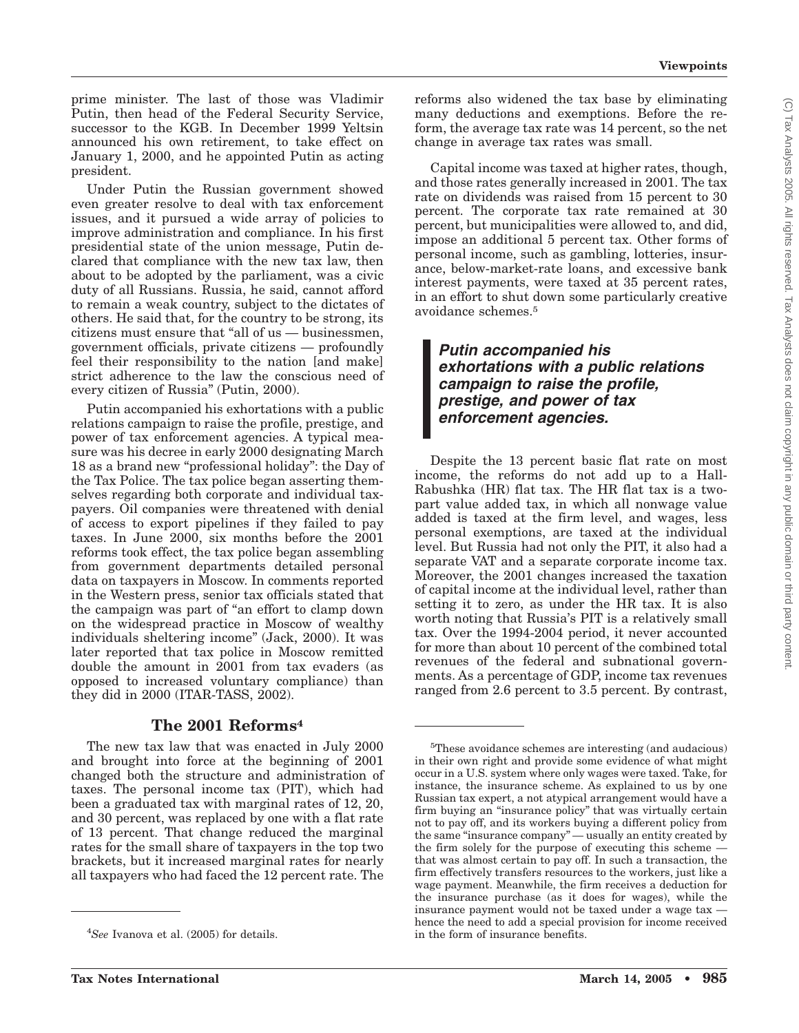prime minister. The last of those was Vladimir Putin, then head of the Federal Security Service, successor to the KGB. In December 1999 Yeltsin announced his own retirement, to take effect on January 1, 2000, and he appointed Putin as acting president.

Under Putin the Russian government showed even greater resolve to deal with tax enforcement issues, and it pursued a wide array of policies to improve administration and compliance. In his first presidential state of the union message, Putin declared that compliance with the new tax law, then about to be adopted by the parliament, was a civic duty of all Russians. Russia, he said, cannot afford to remain a weak country, subject to the dictates of others. He said that, for the country to be strong, its citizens must ensure that "all of us — businessmen, government officials, private citizens — profoundly feel their responsibility to the nation [and make] strict adherence to the law the conscious need of every citizen of Russia" (Putin, 2000).

Putin accompanied his exhortations with a public relations campaign to raise the profile, prestige, and power of tax enforcement agencies. A typical measure was his decree in early 2000 designating March 18 as a brand new "professional holiday": the Day of the Tax Police. The tax police began asserting themselves regarding both corporate and individual taxpayers. Oil companies were threatened with denial of access to export pipelines if they failed to pay taxes. In June 2000, six months before the 2001 reforms took effect, the tax police began assembling from government departments detailed personal data on taxpayers in Moscow. In comments reported in the Western press, senior tax officials stated that the campaign was part of "an effort to clamp down on the widespread practice in Moscow of wealthy individuals sheltering income" (Jack, 2000). It was later reported that tax police in Moscow remitted double the amount in 2001 from tax evaders (as opposed to increased voluntary compliance) than they did in 2000 (ITAR-TASS, 2002).

## The 2001 Reforms[4]

The new tax law that was enacted in July 2000 and brought into force at the beginning of 2001 changed both the structure and administration of taxes. The personal income tax (PIT), which had been a graduated tax with marginal rates of 12, 20, and 30 percent, was replaced by one with a flat rate of 13 percent. That change reduced the marginal rates for the small share of taxpayers in the top two brackets, but it increased marginal rates for nearly all taxpayers who had faced the 12 percent rate. The reforms also widened the tax base by eliminating many deductions and exemptions. Before the reform, the average tax rate was 14 percent, so the net change in average tax rates was small.

Capital income was taxed at higher rates, though, and those rates generally increased in 2001. The tax rate on dividends was raised from 15 percent to 30 percent. The corporate tax rate remained at 30 percent, but municipalities were allowed to, and did, impose an additional 5 percent tax. Other forms of personal income, such as gambling, lotteries, insurance, below-market-rate loans, and excessive bank interest payments, were taxed at 35 percent rates, in an effort to shut down some particularly creative avoidance schemes.[5]

> ***Putin accompanied his exhortations with a public relations campaign to raise the profile, prestige, and power of tax enforcement agencies.***

Despite the 13 percent basic flat rate on most income, the reforms do not add up to a Hall-Rabushka (HR) flat tax. The HR flat tax is a two-part value added tax, in which all nonwage value added is taxed at the firm level, and wages, less personal exemptions, are taxed at the individual level. But Russia had not only the PIT, it also had a separate VAT and a separate corporate income tax. Moreover, the 2001 changes increased the taxation of capital income at the individual level, rather than setting it to zero, as under the HR tax. It is also worth noting that Russia's PIT is a relatively small tax. Over the 1994-2004 period, it never accounted for more than about 10 percent of the combined total revenues of the federal and subnational governments. As a percentage of GDP, income tax revenues ranged from 2.6 percent to 3.5 percent. By contrast,

---

[4] *See* Ivanova et al. (2005) for details.

[5] These avoidance schemes are interesting (and audacious) in their own right and provide some evidence of what might occur in a U.S. system where only wages were taxed. Take, for instance, the insurance scheme. As explained to us by one Russian tax expert, a not atypical arrangement would have a firm buying an "insurance policy" that was virtually certain not to pay off, and its workers buying a different policy from the same "insurance company" — usually an entity created by the firm solely for the purpose of executing this scheme — that was almost certain to pay off. In such a transaction, the firm effectively transfers resources to the workers, just like a wage payment. Meanwhile, the firm receives a deduction for the insurance purchase (as it does for wages), while the insurance payment would not be taxed under a wage tax — hence the need to add a special provision for income received in the form of insurance benefits.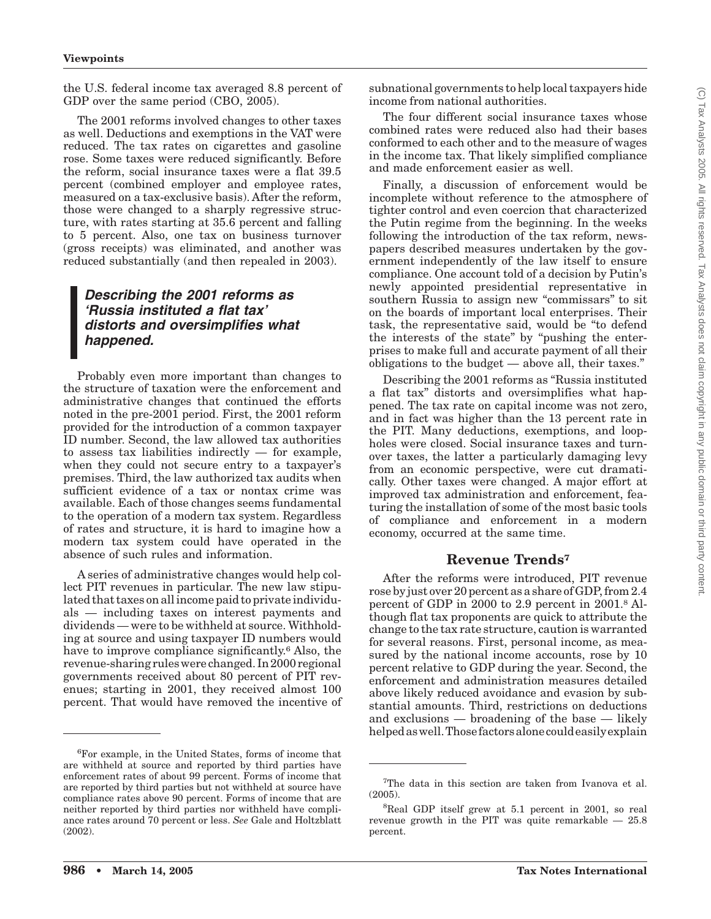the U.S. federal income tax averaged 8.8 percent of GDP over the same period (CBO, 2005).

The 2001 reforms involved changes to other taxes as well. Deductions and exemptions in the VAT were reduced. The tax rates on cigarettes and gasoline rose. Some taxes were reduced significantly. Before the reform, social insurance taxes were a flat 39.5 percent (combined employer and employee rates, measured on a tax-exclusive basis). After the reform, those were changed to a sharply regressive structure, with rates starting at 35.6 percent and falling to 5 percent. Also, one tax on business turnover (gross receipts) was eliminated, and another was reduced substantially (and then repealed in 2003).

> ***Describing the 2001 reforms as 'Russia instituted a flat tax' distorts and oversimplifies what happened.***

Probably even more important than changes to the structure of taxation were the enforcement and administrative changes that continued the efforts noted in the pre-2001 period. First, the 2001 reform provided for the introduction of a common taxpayer ID number. Second, the law allowed tax authorities to assess tax liabilities indirectly — for example, when they could not secure entry to a taxpayer's premises. Third, the law authorized tax audits when sufficient evidence of a tax or nontax crime was available. Each of those changes seems fundamental to the operation of a modern tax system. Regardless of rates and structure, it is hard to imagine how a modern tax system could have operated in the absence of such rules and information.

A series of administrative changes would help collect PIT revenues in particular. The new law stipulated that taxes on all income paid to private individuals — including taxes on interest payments and dividends — were to be withheld at source. Withholding at source and using taxpayer ID numbers would have to improve compliance significantly.[6] Also, the revenue-sharing rules were changed. In 2000 regional governments received about 80 percent of PIT revenues; starting in 2001, they received almost 100 percent. That would have removed the incentive of subnational governments to help local taxpayers hide income from national authorities.

The four different social insurance taxes whose combined rates were reduced also had their bases conformed to each other and to the measure of wages in the income tax. That likely simplified compliance and made enforcement easier as well.

Finally, a discussion of enforcement would be incomplete without reference to the atmosphere of tighter control and even coercion that characterized the Putin regime from the beginning. In the weeks following the introduction of the tax reform, newspapers described measures undertaken by the government independently of the law itself to ensure compliance. One account told of a decision by Putin's newly appointed presidential representative in southern Russia to assign new "commissars" to sit on the boards of important local enterprises. Their task, the representative said, would be "to defend the interests of the state" by "pushing the enterprises to make full and accurate payment of all their obligations to the budget — above all, their taxes."

Describing the 2001 reforms as "Russia instituted a flat tax" distorts and oversimplifies what happened. The tax rate on capital income was not zero, and in fact was higher than the 13 percent rate in the PIT. Many deductions, exemptions, and loopholes were closed. Social insurance taxes and turnover taxes, the latter a particularly damaging levy from an economic perspective, were cut dramatically. Other taxes were changed. A major effort at improved tax administration and enforcement, featuring the installation of some of the most basic tools of compliance and enforcement in a modern economy, occurred at the same time.

## Revenue Trends[7]

After the reforms were introduced, PIT revenue rose by just over 20 percent as a share of GDP, from 2.4 percent of GDP in 2000 to 2.9 percent in 2001.[8] Although flat tax proponents are quick to attribute the change to the tax rate structure, caution is warranted for several reasons. First, personal income, as measured by the national income accounts, rose by 10 percent relative to GDP during the year. Second, the enforcement and administration measures detailed above likely reduced avoidance and evasion by substantial amounts. Third, restrictions on deductions and exclusions — broadening of the base — likely helped as well. Those factors alone could easily explain

---

[6]For example, in the United States, forms of income that are withheld at source and reported by third parties have enforcement rates of about 99 percent. Forms of income that are reported by third parties but not withheld at source have compliance rates above 90 percent. Forms of income that are neither reported by third parties nor withheld have compliance rates around 70 percent or less. *See* Gale and Holtzblatt (2002).

[7]The data in this section are taken from Ivanova et al. (2005).

[8]Real GDP itself grew at 5.1 percent in 2001, so real revenue growth in the PIT was quite remarkable — 25.8 percent.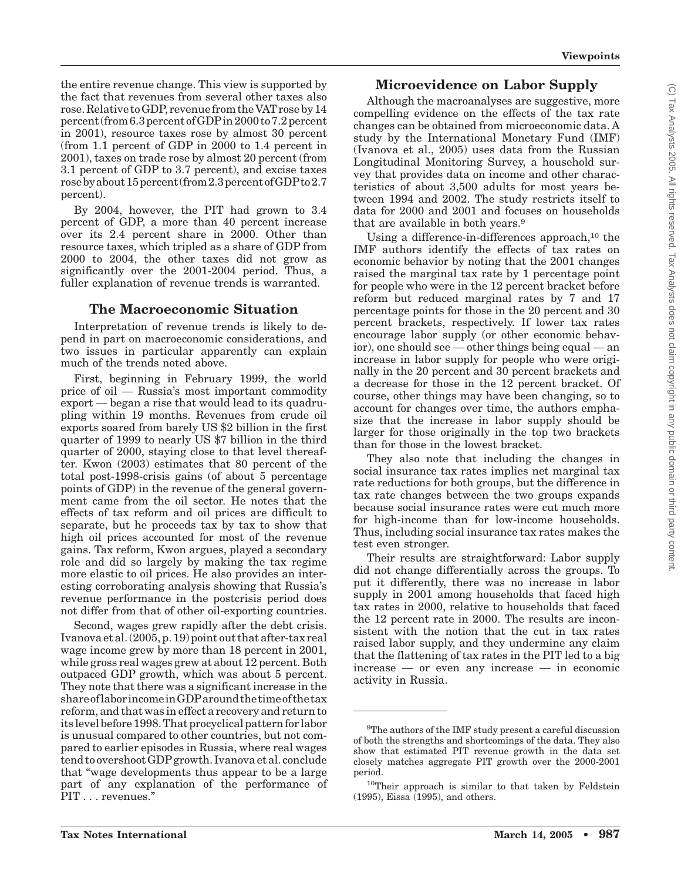the entire revenue change. This view is supported by the fact that revenues from several other taxes also rose. Relative to GDP, revenue from the VAT rose by 14 percent (from 6.3 percent of GDP in 2000 to 7.2 percent in 2001), resource taxes rose by almost 30 percent (from 1.1 percent of GDP in 2000 to 1.4 percent in 2001), taxes on trade rose by almost 20 percent (from 3.1 percent of GDP to 3.7 percent), and excise taxes rose by about 15 percent (from 2.3 percent of GDP to 2.7 percent).

By 2004, however, the PIT had grown to 3.4 percent of GDP, a more than 40 percent increase over its 2.4 percent share in 2000. Other than resource taxes, which tripled as a share of GDP from 2000 to 2004, the other taxes did not grow as significantly over the 2001-2004 period. Thus, a fuller explanation of revenue trends is warranted.

## The Macroeconomic Situation

Interpretation of revenue trends is likely to depend in part on macroeconomic considerations, and two issues in particular apparently can explain much of the trends noted above.

First, beginning in February 1999, the world price of oil — Russia's most important commodity export — began a rise that would lead to its quadrupling within 19 months. Revenues from crude oil exports soared from barely US $2 billion in the first quarter of 1999 to nearly US $7 billion in the third quarter of 2000, staying close to that level thereafter. Kwon (2003) estimates that 80 percent of the total post-1998-crisis gains (of about 5 percentage points of GDP) in the revenue of the general government came from the oil sector. He notes that the effects of tax reform and oil prices are difficult to separate, but he proceeds tax by tax to show that high oil prices accounted for most of the revenue gains. Tax reform, Kwon argues, played a secondary role and did so largely by making the tax regime more elastic to oil prices. He also provides an interesting corroborating analysis showing that Russia's revenue performance in the postcrisis period does not differ from that of other oil-exporting countries.

Second, wages grew rapidly after the debt crisis. Ivanova et al. (2005, p. 19) point out that after-tax real wage income grew by more than 18 percent in 2001, while gross real wages grew at about 12 percent. Both outpaced GDP growth, which was about 5 percent. They note that there was a significant increase in the share of labor income in GDP around the time of the tax reform, and that was in effect a recovery and return to its level before 1998. That procyclical pattern for labor is unusual compared to other countries, but not compared to earlier episodes in Russia, where real wages tend to overshoot GDP growth. Ivanova et al. conclude that "wage developments thus appear to be a large part of any explanation of the performance of PIT . . . revenues."

## Microevidence on Labor Supply

Although the macroanalyses are suggestive, more compelling evidence on the effects of the tax rate changes can be obtained from microeconomic data. A study by the International Monetary Fund (IMF) (Ivanova et al., 2005) uses data from the Russian Longitudinal Monitoring Survey, a household survey that provides data on income and other characteristics of about 3,500 adults for most years between 1994 and 2002. The study restricts itself to data for 2000 and 2001 and focuses on households that are available in both years.[9]

Using a difference-in-differences approach,[10] the IMF authors identify the effects of tax rates on economic behavior by noting that the 2001 changes raised the marginal tax rate by 1 percentage point for people who were in the 12 percent bracket before reform but reduced marginal rates by 7 and 17 percentage points for those in the 20 percent and 30 percent brackets, respectively. If lower tax rates encourage labor supply (or other economic behavior), one should see — other things being equal — an increase in labor supply for people who were originally in the 20 percent and 30 percent brackets and a decrease for those in the 12 percent bracket. Of course, other things may have been changing, so to account for changes over time, the authors emphasize that the increase in labor supply should be larger for those originally in the top two brackets than for those in the lowest bracket.

They also note that including the changes in social insurance tax rates implies net marginal tax rate reductions for both groups, but the difference in tax rate changes between the two groups expands because social insurance rates were cut much more for high-income than for low-income households. Thus, including social insurance tax rates makes the test even stronger.

Their results are straightforward: Labor supply did not change differentially across the groups. To put it differently, there was no increase in labor supply in 2001 among households that faced high tax rates in 2000, relative to households that faced the 12 percent rate in 2000. The results are inconsistent with the notion that the cut in tax rates raised labor supply, and they undermine any claim that the flattening of tax rates in the PIT led to a big increase — or even any increase — in economic activity in Russia.

---

[9]The authors of the IMF study present a careful discussion of both the strengths and shortcomings of the data. They also show that estimated PIT revenue growth in the data set closely matches aggregate PIT growth over the 2000-2001 period.

[10]Their approach is similar to that taken by Feldstein (1995), Eissa (1995), and others.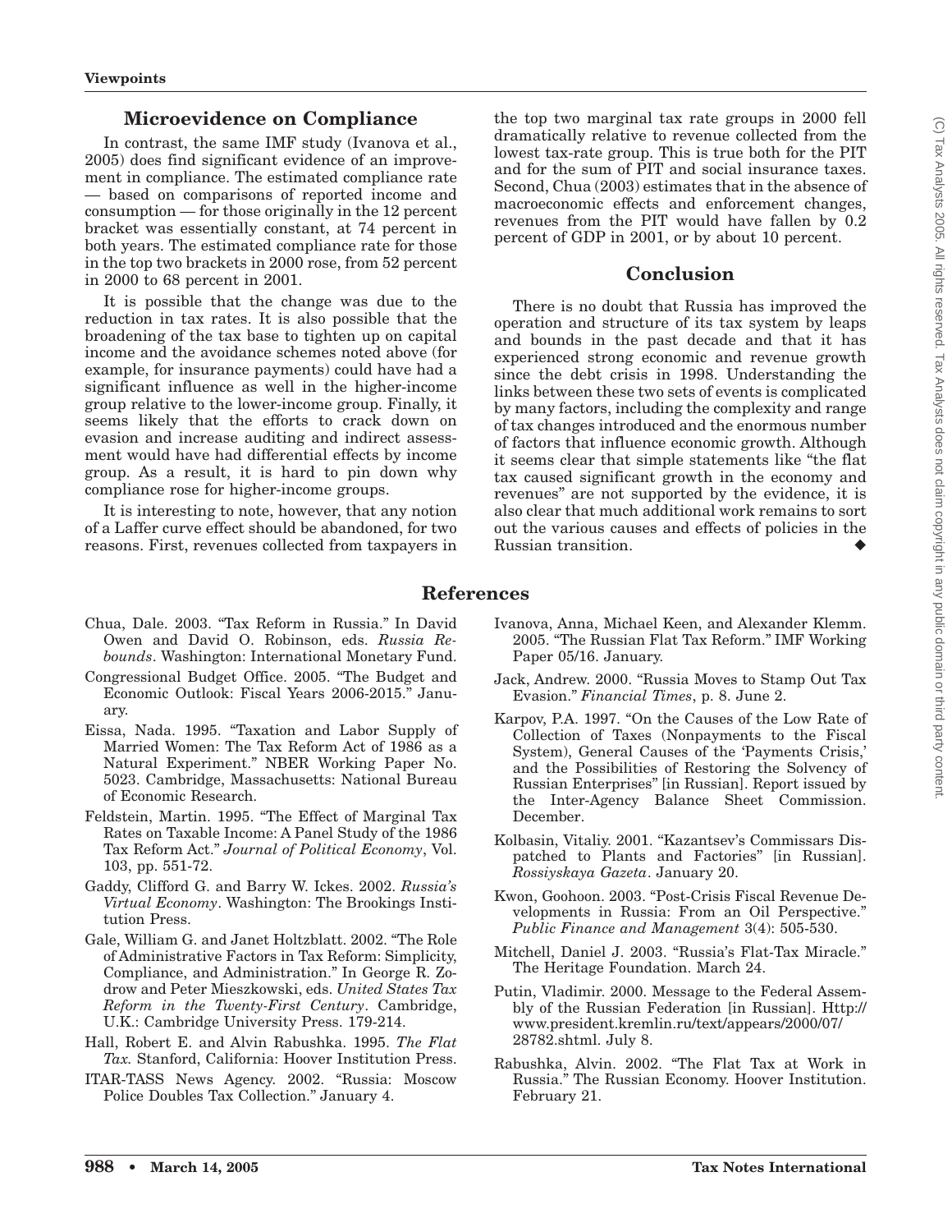## Microevidence on Compliance

In contrast, the same IMF study (Ivanova et al., 2005) does find significant evidence of an improvement in compliance. The estimated compliance rate — based on comparisons of reported income and consumption — for those originally in the 12 percent bracket was essentially constant, at 74 percent in both years. The estimated compliance rate for those in the top two brackets in 2000 rose, from 52 percent in 2000 to 68 percent in 2001.

It is possible that the change was due to the reduction in tax rates. It is also possible that the broadening of the tax base to tighten up on capital income and the avoidance schemes noted above (for example, for insurance payments) could have had a significant influence as well in the higher-income group relative to the lower-income group. Finally, it seems likely that the efforts to crack down on evasion and increase auditing and indirect assessment would have had differential effects by income group. As a result, it is hard to pin down why compliance rose for higher-income groups.

It is interesting to note, however, that any notion of a Laffer curve effect should be abandoned, for two reasons. First, revenues collected from taxpayers in the top two marginal tax rate groups in 2000 fell dramatically relative to revenue collected from the lowest tax-rate group. This is true both for the PIT and for the sum of PIT and social insurance taxes. Second, Chua (2003) estimates that in the absence of macroeconomic effects and enforcement changes, revenues from the PIT would have fallen by 0.2 percent of GDP in 2001, or by about 10 percent.

## Conclusion

There is no doubt that Russia has improved the operation and structure of its tax system by leaps and bounds in the past decade and that it has experienced strong economic and revenue growth since the debt crisis in 1998. Understanding the links between these two sets of events is complicated by many factors, including the complexity and range of tax changes introduced and the enormous number of factors that influence economic growth. Although it seems clear that simple statements like "the flat tax caused significant growth in the economy and revenues" are not supported by the evidence, it is also clear that much additional work remains to sort out the various causes and effects of policies in the Russian transition. ◆

## References

Chua, Dale. 2003. "Tax Reform in Russia." In David Owen and David O. Robinson, eds. *Russia Rebounds*. Washington: International Monetary Fund.

Congressional Budget Office. 2005. "The Budget and Economic Outlook: Fiscal Years 2006-2015." January.

Eissa, Nada. 1995. "Taxation and Labor Supply of Married Women: The Tax Reform Act of 1986 as a Natural Experiment." NBER Working Paper No. 5023. Cambridge, Massachusetts: National Bureau of Economic Research.

Feldstein, Martin. 1995. "The Effect of Marginal Tax Rates on Taxable Income: A Panel Study of the 1986 Tax Reform Act." *Journal of Political Economy*, Vol. 103, pp. 551-72.

Gaddy, Clifford G. and Barry W. Ickes. 2002. *Russia's Virtual Economy*. Washington: The Brookings Institution Press.

Gale, William G. and Janet Holtzblatt. 2002. "The Role of Administrative Factors in Tax Reform: Simplicity, Compliance, and Administration." In George R. Zodrow and Peter Mieszkowski, eds. *United States Tax Reform in the Twenty-First Century*. Cambridge, U.K.: Cambridge University Press. 179-214.

Hall, Robert E. and Alvin Rabushka. 1995. *The Flat Tax.* Stanford, California: Hoover Institution Press.

ITAR-TASS News Agency. 2002. "Russia: Moscow Police Doubles Tax Collection." January 4.

Ivanova, Anna, Michael Keen, and Alexander Klemm. 2005. "The Russian Flat Tax Reform." IMF Working Paper 05/16. January.

Jack, Andrew. 2000. "Russia Moves to Stamp Out Tax Evasion." *Financial Times*, p. 8. June 2.

Karpov, P.A. 1997. "On the Causes of the Low Rate of Collection of Taxes (Nonpayments to the Fiscal System), General Causes of the 'Payments Crisis,' and the Possibilities of Restoring the Solvency of Russian Enterprises" [in Russian]. Report issued by the Inter-Agency Balance Sheet Commission. December.

Kolbasin, Vitaliy. 2001. "Kazantsev's Commissars Dispatched to Plants and Factories" [in Russian]. *Rossiyskaya Gazeta*. January 20.

Kwon, Goohoon. 2003. "Post-Crisis Fiscal Revenue Developments in Russia: From an Oil Perspective." *Public Finance and Management* 3(4): 505-530.

Mitchell, Daniel J. 2003. "Russia's Flat-Tax Miracle." The Heritage Foundation. March 24.

Putin, Vladimir. 2000. Message to the Federal Assembly of the Russian Federation [in Russian]. Http://www.president.kremlin.ru/text/appears/2000/07/28782.shtml. July 8.

Rabushka, Alvin. 2002. "The Flat Tax at Work in Russia." The Russian Economy. Hoover Institution. February 21.